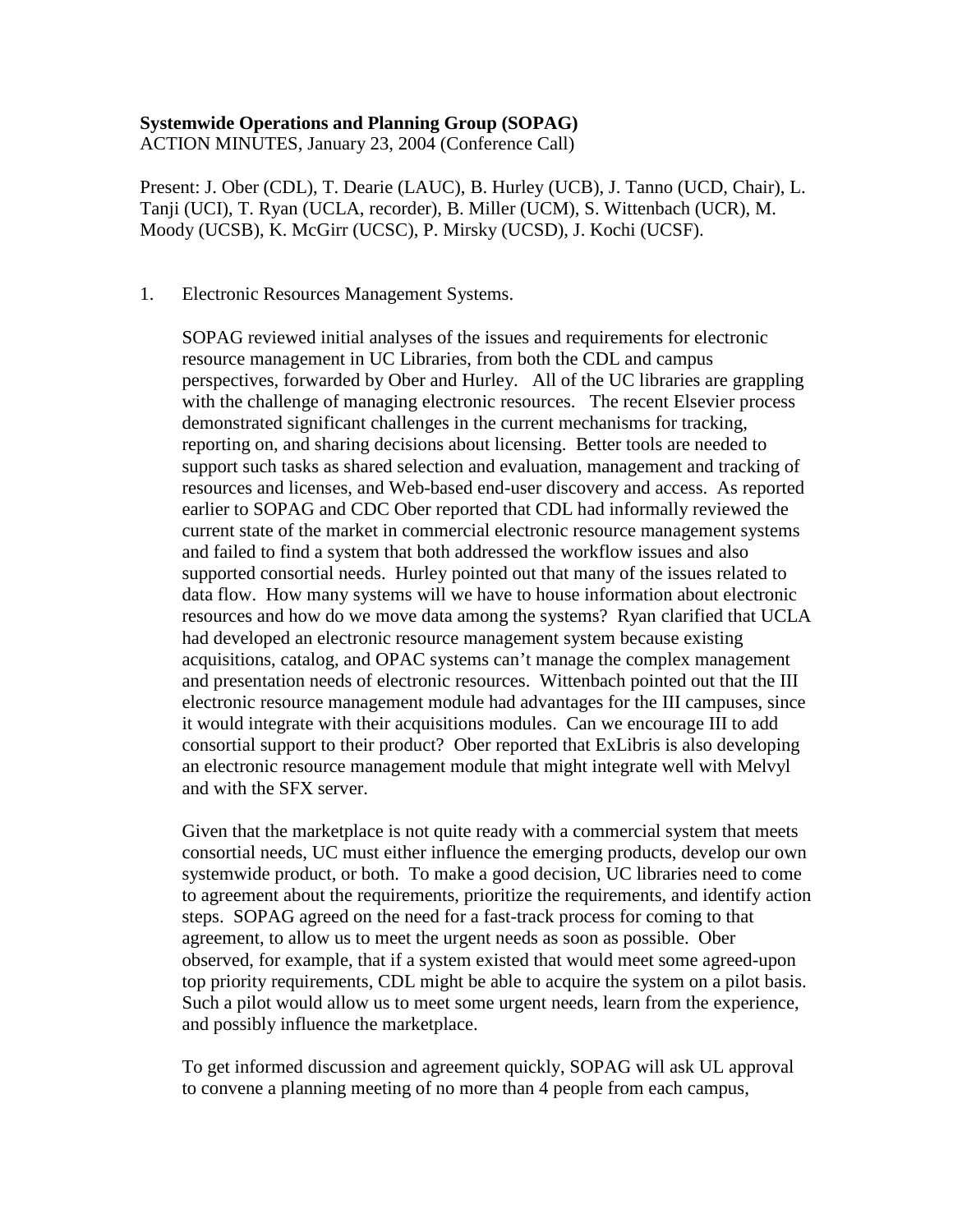**Systemwide Operations and Planning Group (SOPAG)**
ACTION MINUTES, January 23, 2004 (Conference Call)

Present: J. Ober (CDL), T. Dearie (LAUC), B. Hurley (UCB), J. Tanno (UCD, Chair), L. Tanji (UCI), T. Ryan (UCLA, recorder), B. Miller (UCM), S. Wittenbach (UCR), M. Moody (UCSB), K. McGirr (UCSC), P. Mirsky (UCSD), J. Kochi (UCSF).

1. Electronic Resources Management Systems.

   SOPAG reviewed initial analyses of the issues and requirements for electronic resource management in UC Libraries, from both the CDL and campus perspectives, forwarded by Ober and Hurley. All of the UC libraries are grappling with the challenge of managing electronic resources. The recent Elsevier process demonstrated significant challenges in the current mechanisms for tracking, reporting on, and sharing decisions about licensing. Better tools are needed to support such tasks as shared selection and evaluation, management and tracking of resources and licenses, and Web-based end-user discovery and access. As reported earlier to SOPAG and CDC Ober reported that CDL had informally reviewed the current state of the market in commercial electronic resource management systems and failed to find a system that both addressed the workflow issues and also supported consortial needs. Hurley pointed out that many of the issues related to data flow. How many systems will we have to house information about electronic resources and how do we move data among the systems? Ryan clarified that UCLA had developed an electronic resource management system because existing acquisitions, catalog, and OPAC systems can't manage the complex management and presentation needs of electronic resources. Wittenbach pointed out that the III electronic resource management module had advantages for the III campuses, since it would integrate with their acquisitions modules. Can we encourage III to add consortial support to their product? Ober reported that ExLibris is also developing an electronic resource management module that might integrate well with Melvyl and with the SFX server.

   Given that the marketplace is not quite ready with a commercial system that meets consortial needs, UC must either influence the emerging products, develop our own systemwide product, or both. To make a good decision, UC libraries need to come to agreement about the requirements, prioritize the requirements, and identify action steps. SOPAG agreed on the need for a fast-track process for coming to that agreement, to allow us to meet the urgent needs as soon as possible. Ober observed, for example, that if a system existed that would meet some agreed-upon top priority requirements, CDL might be able to acquire the system on a pilot basis. Such a pilot would allow us to meet some urgent needs, learn from the experience, and possibly influence the marketplace.

   To get informed discussion and agreement quickly, SOPAG will ask UL approval to convene a planning meeting of no more than 4 people from each campus,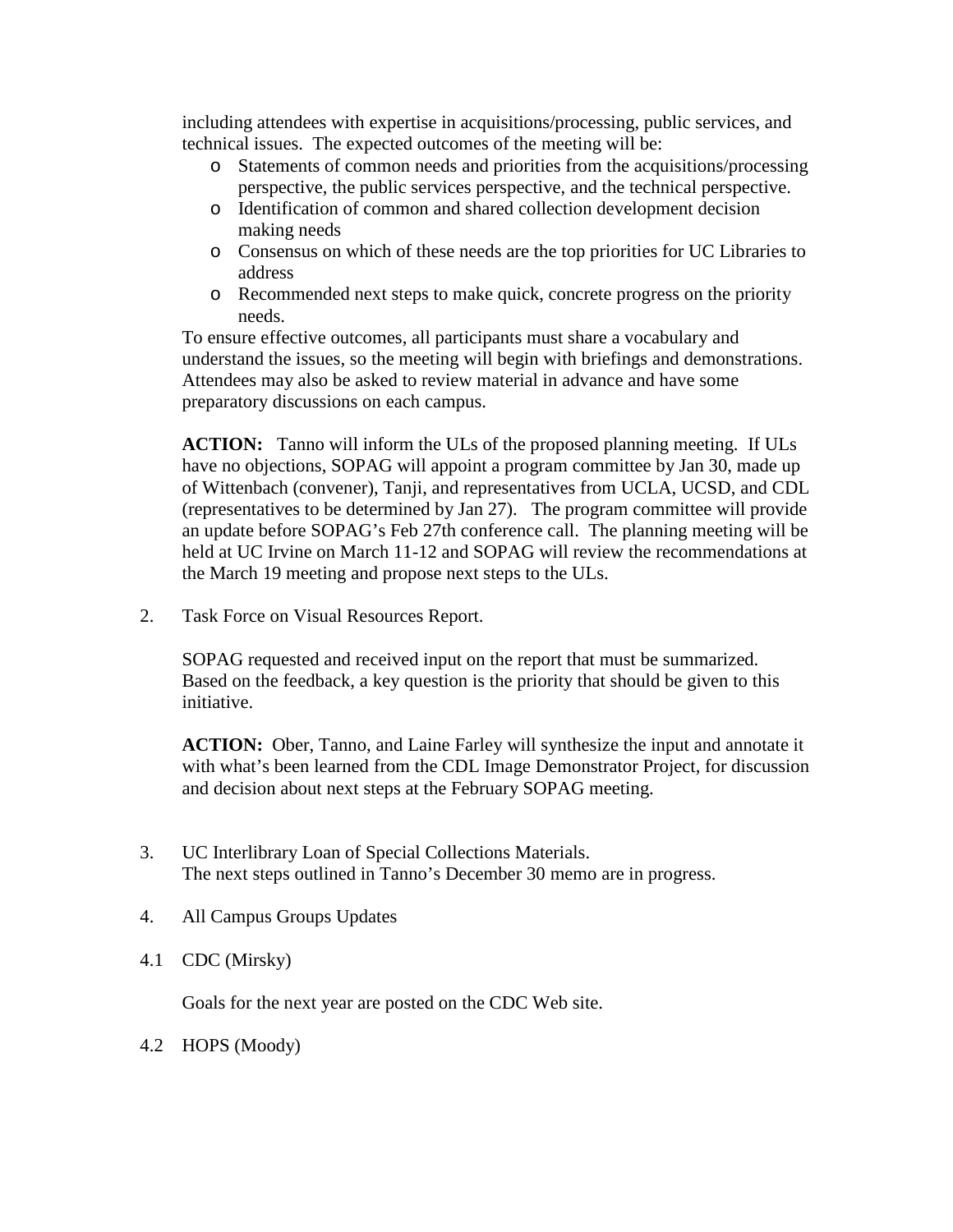including attendees with expertise in acquisitions/processing, public services, and technical issues. The expected outcomes of the meeting will be:

- Statements of common needs and priorities from the acquisitions/processing perspective, the public services perspective, and the technical perspective.
- Identification of common and shared collection development decision making needs
- Consensus on which of these needs are the top priorities for UC Libraries to address
- Recommended next steps to make quick, concrete progress on the priority needs.

To ensure effective outcomes, all participants must share a vocabulary and understand the issues, so the meeting will begin with briefings and demonstrations. Attendees may also be asked to review material in advance and have some preparatory discussions on each campus.

**ACTION:** Tanno will inform the ULs of the proposed planning meeting. If ULs have no objections, SOPAG will appoint a program committee by Jan 30, made up of Wittenbach (convener), Tanji, and representatives from UCLA, UCSD, and CDL (representatives to be determined by Jan 27). The program committee will provide an update before SOPAG's Feb 27th conference call. The planning meeting will be held at UC Irvine on March 11-12 and SOPAG will review the recommendations at the March 19 meeting and propose next steps to the ULs.

2. Task Force on Visual Resources Report.

SOPAG requested and received input on the report that must be summarized. Based on the feedback, a key question is the priority that should be given to this initiative.

**ACTION:** Ober, Tanno, and Laine Farley will synthesize the input and annotate it with what's been learned from the CDL Image Demonstrator Project, for discussion and decision about next steps at the February SOPAG meeting.

3. UC Interlibrary Loan of Special Collections Materials.
The next steps outlined in Tanno's December 30 memo are in progress.

4. All Campus Groups Updates

4.1 CDC (Mirsky)

Goals for the next year are posted on the CDC Web site.

4.2 HOPS (Moody)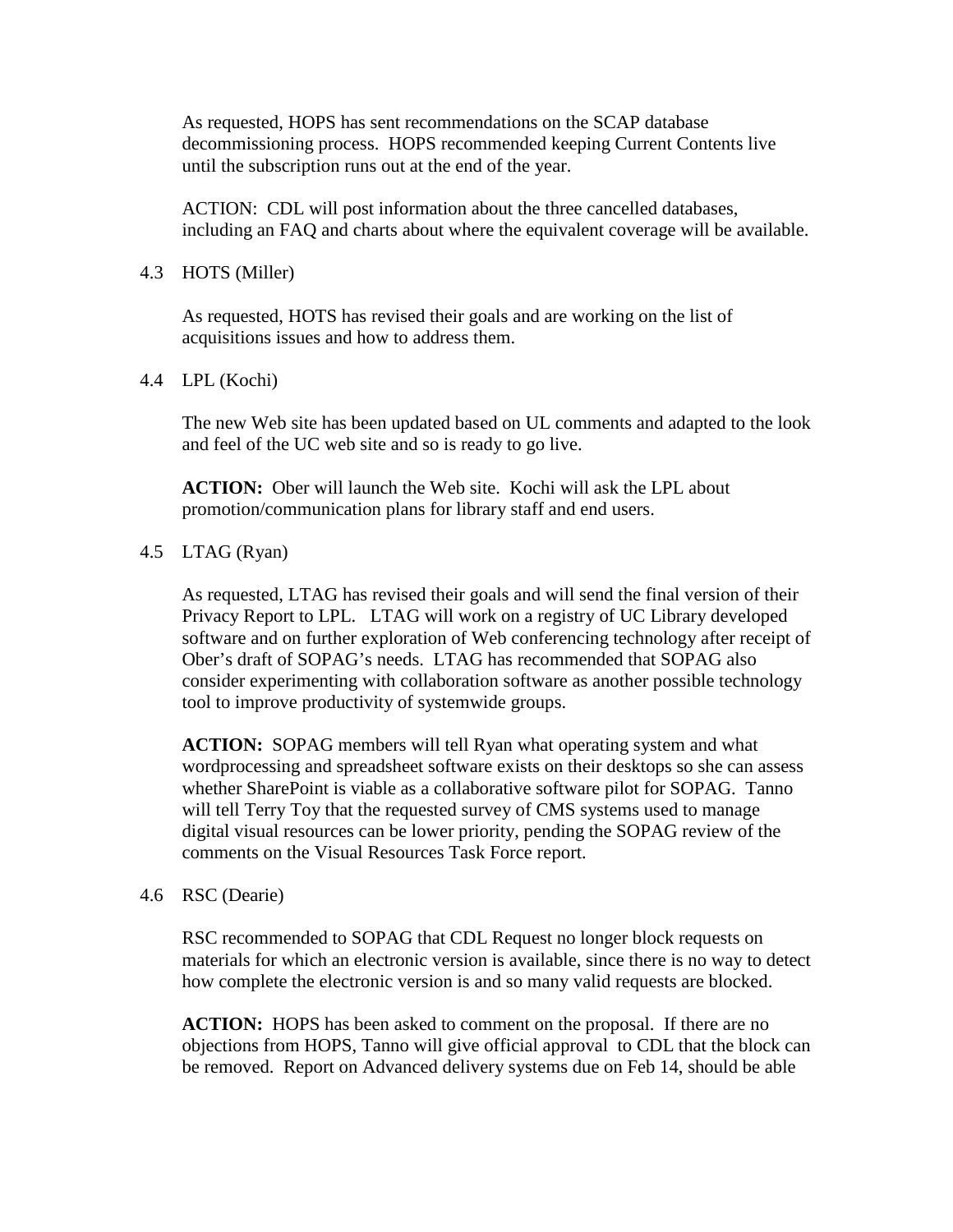As requested, HOPS has sent recommendations on the SCAP database decommissioning process. HOPS recommended keeping Current Contents live until the subscription runs out at the end of the year.

ACTION: CDL will post information about the three cancelled databases, including an FAQ and charts about where the equivalent coverage will be available.

4.3 HOTS (Miller)

As requested, HOTS has revised their goals and are working on the list of acquisitions issues and how to address them.

4.4 LPL (Kochi)

The new Web site has been updated based on UL comments and adapted to the look and feel of the UC web site and so is ready to go live.

**ACTION:** Ober will launch the Web site. Kochi will ask the LPL about promotion/communication plans for library staff and end users.

4.5 LTAG (Ryan)

As requested, LTAG has revised their goals and will send the final version of their Privacy Report to LPL. LTAG will work on a registry of UC Library developed software and on further exploration of Web conferencing technology after receipt of Ober's draft of SOPAG's needs. LTAG has recommended that SOPAG also consider experimenting with collaboration software as another possible technology tool to improve productivity of systemwide groups.

**ACTION:** SOPAG members will tell Ryan what operating system and what wordprocessing and spreadsheet software exists on their desktops so she can assess whether SharePoint is viable as a collaborative software pilot for SOPAG. Tanno will tell Terry Toy that the requested survey of CMS systems used to manage digital visual resources can be lower priority, pending the SOPAG review of the comments on the Visual Resources Task Force report.

4.6 RSC (Dearie)

RSC recommended to SOPAG that CDL Request no longer block requests on materials for which an electronic version is available, since there is no way to detect how complete the electronic version is and so many valid requests are blocked.

**ACTION:** HOPS has been asked to comment on the proposal. If there are no objections from HOPS, Tanno will give official approval to CDL that the block can be removed. Report on Advanced delivery systems due on Feb 14, should be able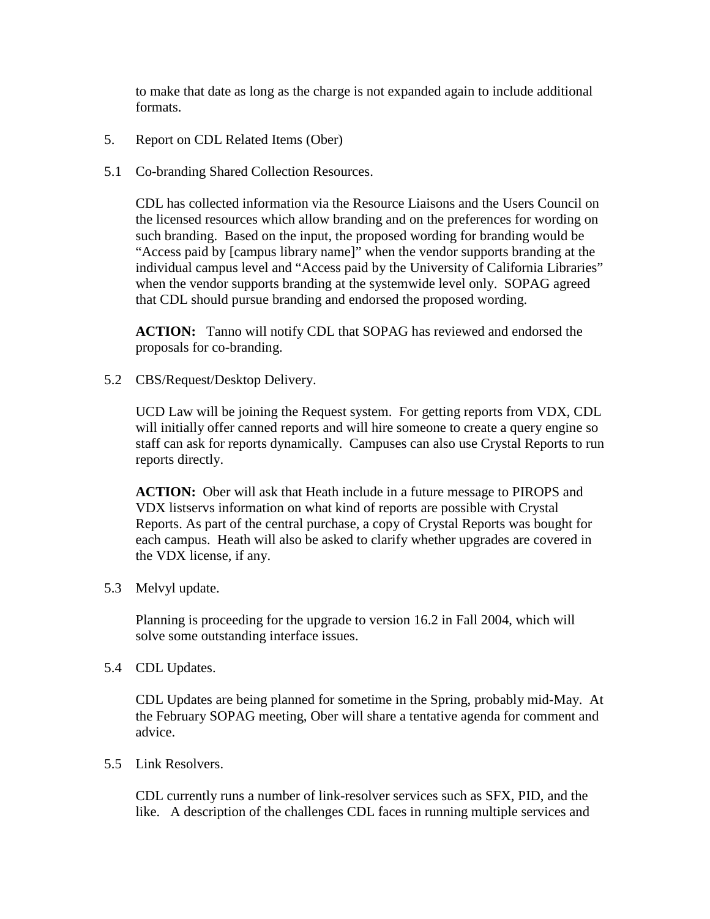to make that date as long as the charge is not expanded again to include additional formats.

5. Report on CDL Related Items (Ober)

5.1 Co-branding Shared Collection Resources.

CDL has collected information via the Resource Liaisons and the Users Council on the licensed resources which allow branding and on the preferences for wording on such branding. Based on the input, the proposed wording for branding would be "Access paid by [campus library name]" when the vendor supports branding at the individual campus level and "Access paid by the University of California Libraries" when the vendor supports branding at the systemwide level only. SOPAG agreed that CDL should pursue branding and endorsed the proposed wording.

**ACTION:** Tanno will notify CDL that SOPAG has reviewed and endorsed the proposals for co-branding.

5.2 CBS/Request/Desktop Delivery.

UCD Law will be joining the Request system. For getting reports from VDX, CDL will initially offer canned reports and will hire someone to create a query engine so staff can ask for reports dynamically. Campuses can also use Crystal Reports to run reports directly.

**ACTION:** Ober will ask that Heath include in a future message to PIROPS and VDX listservs information on what kind of reports are possible with Crystal Reports. As part of the central purchase, a copy of Crystal Reports was bought for each campus. Heath will also be asked to clarify whether upgrades are covered in the VDX license, if any.

5.3 Melvyl update.

Planning is proceeding for the upgrade to version 16.2 in Fall 2004, which will solve some outstanding interface issues.

5.4 CDL Updates.

CDL Updates are being planned for sometime in the Spring, probably mid-May. At the February SOPAG meeting, Ober will share a tentative agenda for comment and advice.

5.5 Link Resolvers.

CDL currently runs a number of link-resolver services such as SFX, PID, and the like. A description of the challenges CDL faces in running multiple services and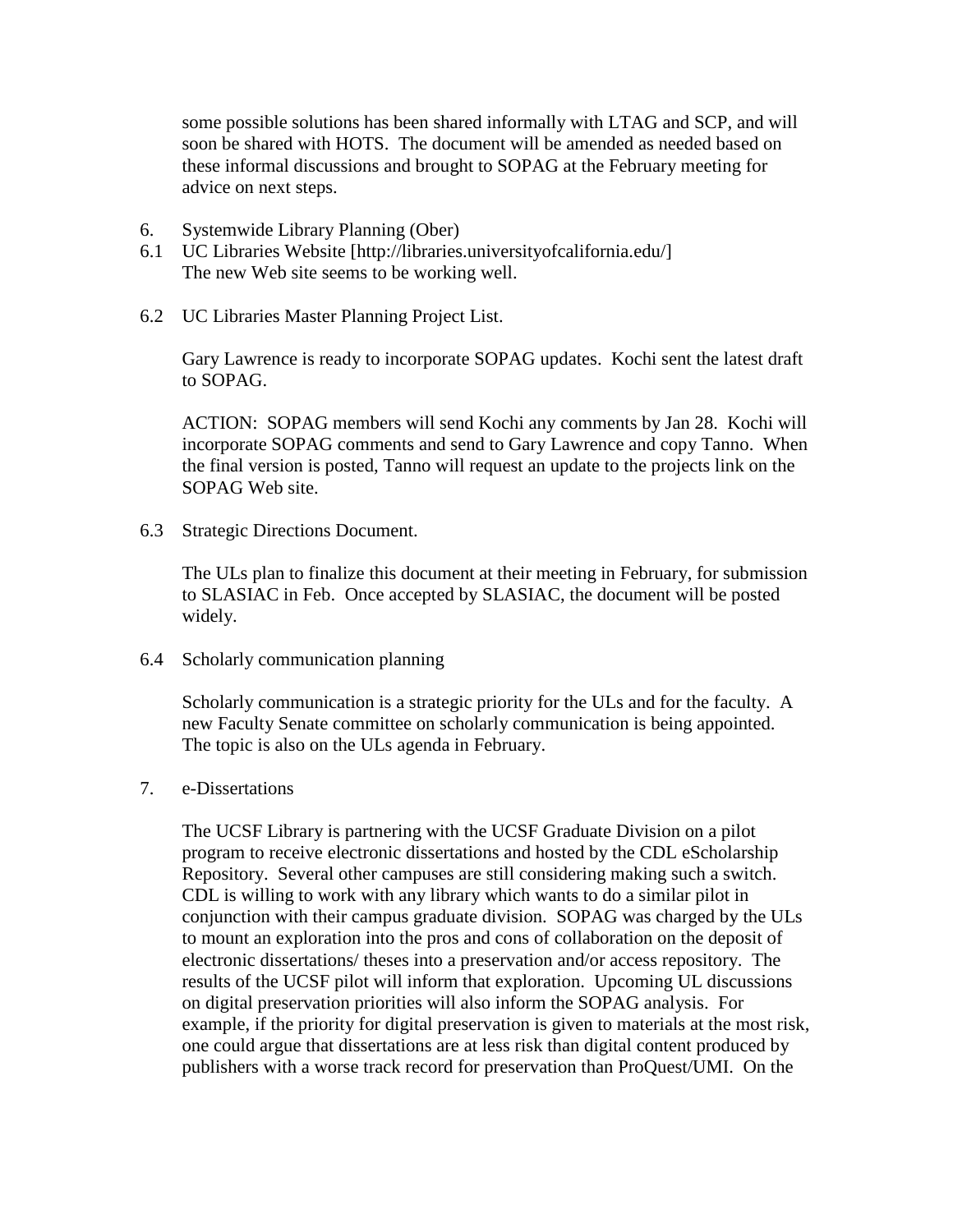some possible solutions has been shared informally with LTAG and SCP, and will soon be shared with HOTS. The document will be amended as needed based on these informal discussions and brought to SOPAG at the February meeting for advice on next steps.

6. Systemwide Library Planning (Ober)

6.1 UC Libraries Website [http://libraries.universityofcalifornia.edu/]
The new Web site seems to be working well.

6.2 UC Libraries Master Planning Project List.

Gary Lawrence is ready to incorporate SOPAG updates. Kochi sent the latest draft to SOPAG.

ACTION: SOPAG members will send Kochi any comments by Jan 28. Kochi will incorporate SOPAG comments and send to Gary Lawrence and copy Tanno. When the final version is posted, Tanno will request an update to the projects link on the SOPAG Web site.

6.3 Strategic Directions Document.

The ULs plan to finalize this document at their meeting in February, for submission to SLASIAC in Feb. Once accepted by SLASIAC, the document will be posted widely.

6.4 Scholarly communication planning

Scholarly communication is a strategic priority for the ULs and for the faculty. A new Faculty Senate committee on scholarly communication is being appointed. The topic is also on the ULs agenda in February.

7. e-Dissertations

The UCSF Library is partnering with the UCSF Graduate Division on a pilot program to receive electronic dissertations and hosted by the CDL eScholarship Repository. Several other campuses are still considering making such a switch. CDL is willing to work with any library which wants to do a similar pilot in conjunction with their campus graduate division. SOPAG was charged by the ULs to mount an exploration into the pros and cons of collaboration on the deposit of electronic dissertations/ theses into a preservation and/or access repository. The results of the UCSF pilot will inform that exploration. Upcoming UL discussions on digital preservation priorities will also inform the SOPAG analysis. For example, if the priority for digital preservation is given to materials at the most risk, one could argue that dissertations are at less risk than digital content produced by publishers with a worse track record for preservation than ProQuest/UMI. On the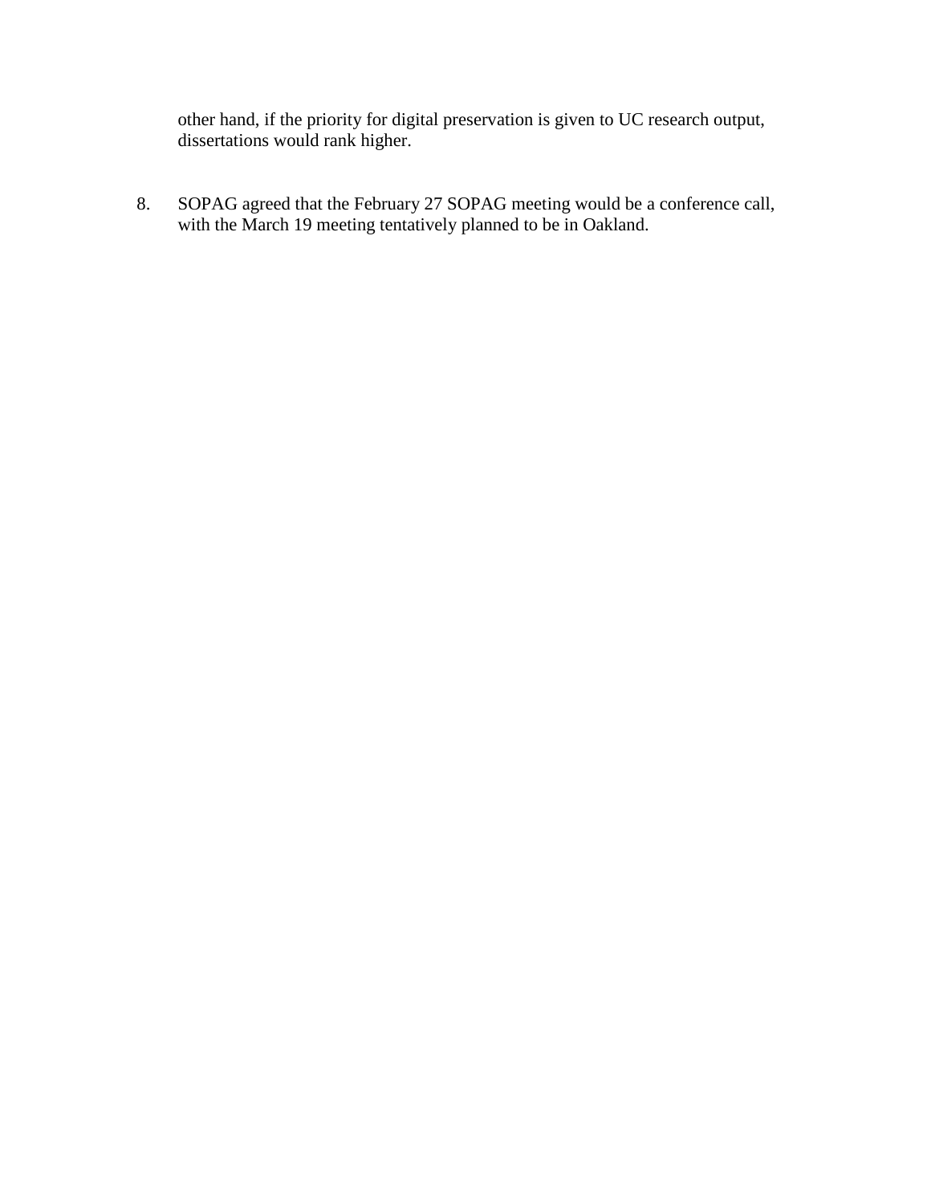other hand, if the priority for digital preservation is given to UC research output, dissertations would rank higher.

8. SOPAG agreed that the February 27 SOPAG meeting would be a conference call, with the March 19 meeting tentatively planned to be in Oakland.